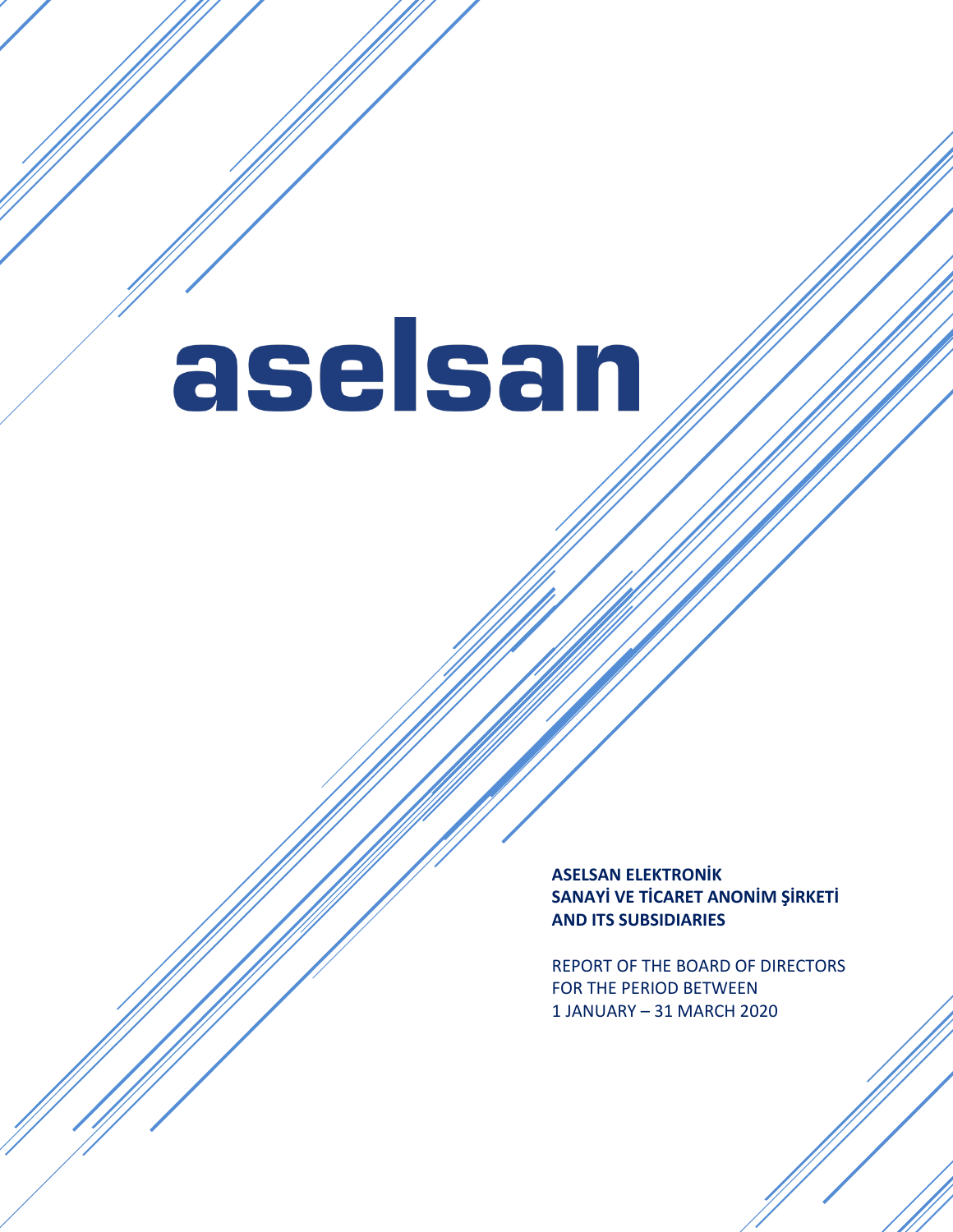# aselsan

**ASELSAN ELEKTRONİK SANAYİ VE TİCARET ANONİM ŞİRKETİ AND ITS SUBSIDIARIES**

REPORT OF THE BOARD OF DIRECTORS FOR THE PERIOD BETWEEN 1 JANUARY – 31 MARCH 2020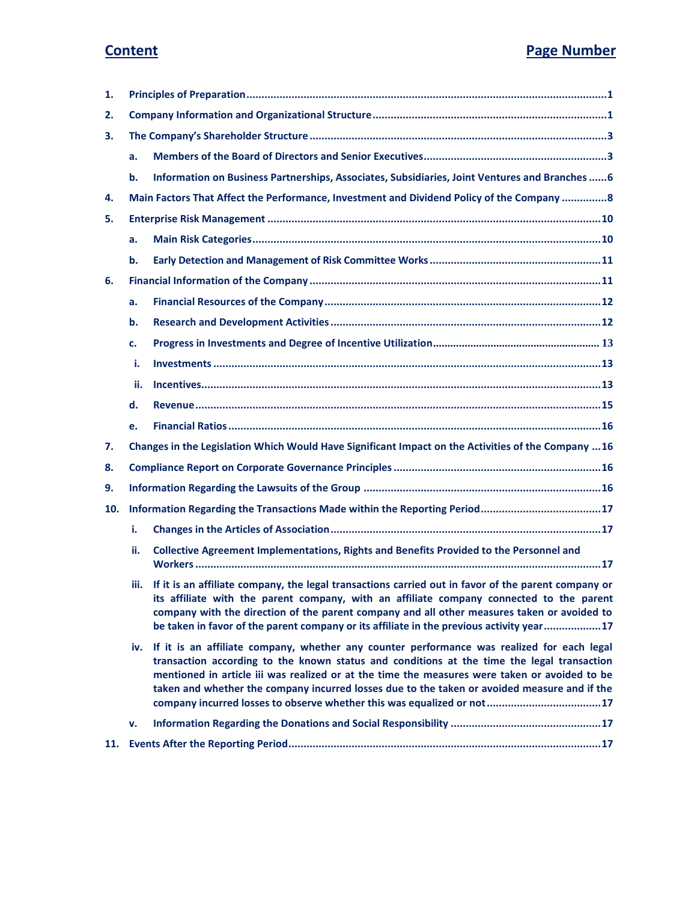| Content | | | Page Number |
|---|---|---|---|
| 1. | Principles of Preparation | | 1 |
| 2. | Company Information and Organizational Structure | | 1 |
| 3. | The Company's Shareholder Structure | | 3 |
| | a. | Members of the Board of Directors and Senior Executives | 3 |
| | b. | Information on Business Partnerships, Associates, Subsidiaries, Joint Ventures and Branches | 6 |
| 4. | Main Factors That Affect the Performance, Investment and Dividend Policy of the Company | | 8 |
| 5. | Enterprise Risk Management | | 10 |
| | a. | Main Risk Categories | 10 |
| | b. | Early Detection and Management of Risk Committee Works | 11 |
| 6. | Financial Information of the Company | | 11 |
| | a. | Financial Resources of the Company | 12 |
| | b. | Research and Development Activities | 12 |
| | c. | Progress in Investments and Degree of Incentive Utilization | 13 |
| | i. | Investments | 13 |
| | ii. | Incentives | 13 |
| | d. | Revenue | 15 |
| | e. | Financial Ratios | 16 |
| 7. | Changes in the Legislation Which Would Have Significant Impact on the Activities of the Company | | 16 |
| 8. | Compliance Report on Corporate Governance Principles | | 16 |
| 9. | Information Regarding the Lawsuits of the Group | | 16 |
| 10. | Information Regarding the Transactions Made within the Reporting Period | | 17 |
| | i. | Changes in the Articles of Association | 17 |
| | ii. | Collective Agreement Implementations, Rights and Benefits Provided to the Personnel and Workers | 17 |
| | iii. | If it is an affiliate company, the legal transactions carried out in favor of the parent company or its affiliate with the parent company, with an affiliate company connected to the parent company with the direction of the parent company and all other measures taken or avoided to be taken in favor of the parent company or its affiliate in the previous activity year | 17 |
| | iv. | If it is an affiliate company, whether any counter performance was realized for each legal transaction according to the known status and conditions at the time the legal transaction mentioned in article iii was realized or at the time the measures were taken or avoided to be taken and whether the company incurred losses due to the taken or avoided measure and if the company incurred losses to observe whether this was equalized or not | 17 |
| | v. | Information Regarding the Donations and Social Responsibility | 17 |
| 11. | Events After the Reporting Period | | 17 |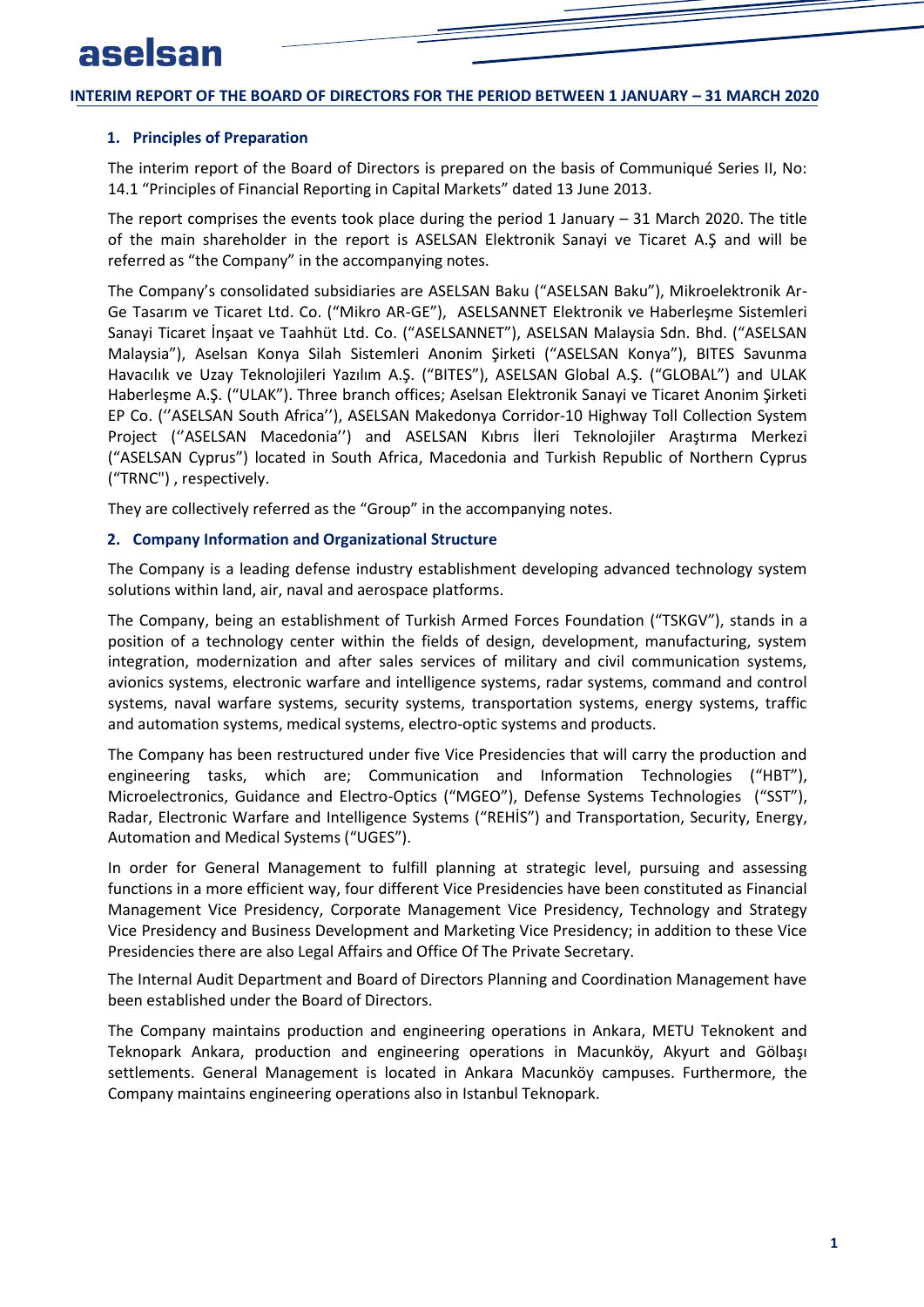## INTERIM REPORT OF THE BOARD OF DIRECTORS FOR THE PERIOD BETWEEN 1 JANUARY – 31 MARCH 2020

### 1. Principles of Preparation

The interim report of the Board of Directors is prepared on the basis of Communiqué Series II, No: 14.1 "Principles of Financial Reporting in Capital Markets" dated 13 June 2013.

The report comprises the events took place during the period 1 January – 31 March 2020. The title of the main shareholder in the report is ASELSAN Elektronik Sanayi ve Ticaret A.Ş and will be referred as "the Company" in the accompanying notes.

The Company's consolidated subsidiaries are ASELSAN Baku ("ASELSAN Baku"), Mikroelektronik Ar-Ge Tasarım ve Ticaret Ltd. Co. ("Mikro AR-GE"), ASELSANNET Elektronik ve Haberleşme Sistemleri Sanayi Ticaret İnşaat ve Taahhüt Ltd. Co. ("ASELSANNET"), ASELSAN Malaysia Sdn. Bhd. ("ASELSAN Malaysia"), Aselsan Konya Silah Sistemleri Anonim Şirketi ("ASELSAN Konya"), BITES Savunma Havacılık ve Uzay Teknolojileri Yazılım A.Ş. ("BITES"), ASELSAN Global A.Ş. ("GLOBAL") and ULAK Haberleşme A.Ş. ("ULAK"). Three branch offices; Aselsan Elektronik Sanayi ve Ticaret Anonim Şirketi EP Co. (''ASELSAN South Africa''), ASELSAN Makedonya Corridor-10 Highway Toll Collection System Project (''ASELSAN Macedonia'') and ASELSAN Kıbrıs İleri Teknolojiler Araştırma Merkezi ("ASELSAN Cyprus") located in South Africa, Macedonia and Turkish Republic of Northern Cyprus ("TRNC") , respectively.

They are collectively referred as the "Group" in the accompanying notes.

### 2. Company Information and Organizational Structure

The Company is a leading defense industry establishment developing advanced technology system solutions within land, air, naval and aerospace platforms.

The Company, being an establishment of Turkish Armed Forces Foundation ("TSKGV"), stands in a position of a technology center within the fields of design, development, manufacturing, system integration, modernization and after sales services of military and civil communication systems, avionics systems, electronic warfare and intelligence systems, radar systems, command and control systems, naval warfare systems, security systems, transportation systems, energy systems, traffic and automation systems, medical systems, electro-optic systems and products.

The Company has been restructured under five Vice Presidencies that will carry the production and engineering tasks, which are; Communication and Information Technologies ("HBT"), Microelectronics, Guidance and Electro-Optics ("MGEO"), Defense Systems Technologies ("SST"), Radar, Electronic Warfare and Intelligence Systems ("REHİS") and Transportation, Security, Energy, Automation and Medical Systems ("UGES").

In order for General Management to fulfill planning at strategic level, pursuing and assessing functions in a more efficient way, four different Vice Presidencies have been constituted as Financial Management Vice Presidency, Corporate Management Vice Presidency, Technology and Strategy Vice Presidency and Business Development and Marketing Vice Presidency; in addition to these Vice Presidencies there are also Legal Affairs and Office Of The Private Secretary.

The Internal Audit Department and Board of Directors Planning and Coordination Management have been established under the Board of Directors.

The Company maintains production and engineering operations in Ankara, METU Teknokent and Teknopark Ankara, production and engineering operations in Macunköy, Akyurt and Gölbaşı settlements. General Management is located in Ankara Macunköy campuses. Furthermore, the Company maintains engineering operations also in Istanbul Teknopark.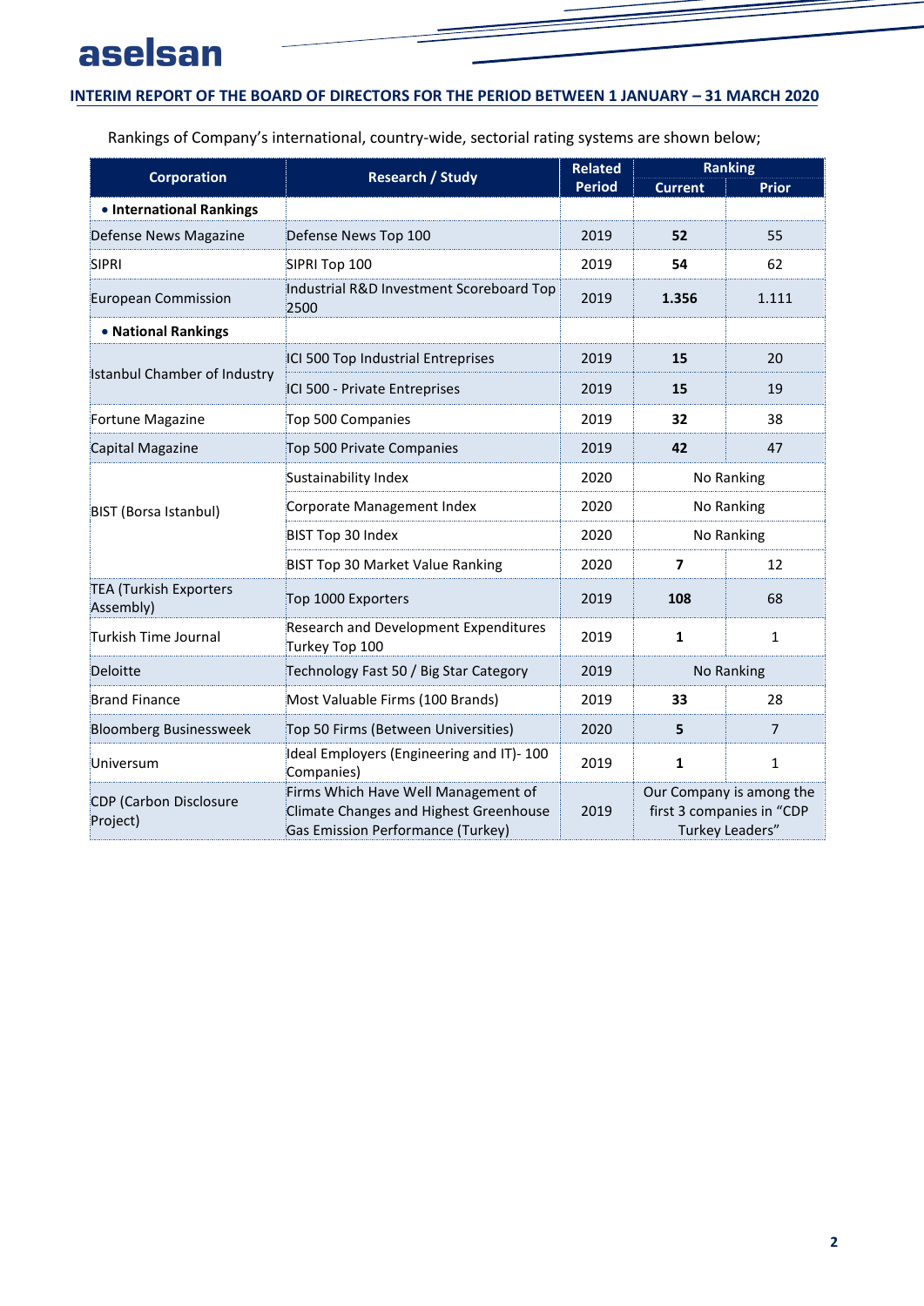Rankings of Company's international, country-wide, sectorial rating systems are shown below;

| Corporation | Research / Study | Related Period | Ranking | |
|---|---|---|---|---|
| | | | Current | Prior |
| • **International Rankings** | | | | |
| Defense News Magazine | Defense News Top 100 | 2019 | **52** | 55 |
| SIPRI | SIPRI Top 100 | 2019 | **54** | 62 |
| European Commission | Industrial R&D Investment Scoreboard Top 2500 | 2019 | **1.356** | 1.111 |
| • **National Rankings** | | | | |
| Istanbul Chamber of Industry | ICI 500 Top Industrial Entreprises | 2019 | **15** | 20 |
| | ICI 500 - Private Entreprises | 2019 | **15** | 19 |
| Fortune Magazine | Top 500 Companies | 2019 | **32** | 38 |
| Capital Magazine | Top 500 Private Companies | 2019 | **42** | 47 |
| BIST (Borsa Istanbul) | Sustainability Index | 2020 | No Ranking | |
| | Corporate Management Index | 2020 | No Ranking | |
| | BIST Top 30 Index | 2020 | No Ranking | |
| | BIST Top 30 Market Value Ranking | 2020 | **7** | 12 |
| TEA (Turkish Exporters Assembly) | Top 1000 Exporters | 2019 | **108** | 68 |
| Turkish Time Journal | Research and Development Expenditures Turkey Top 100 | 2019 | **1** | 1 |
| Deloitte | Technology Fast 50 / Big Star Category | 2019 | No Ranking | |
| Brand Finance | Most Valuable Firms (100 Brands) | 2019 | **33** | 28 |
| Bloomberg Businessweek | Top 50 Firms (Between Universities) | 2020 | **5** | 7 |
| Universum | Ideal Employers (Engineering and IT)- 100 Companies) | 2019 | **1** | 1 |
| CDP (Carbon Disclosure Project) | Firms Which Have Well Management of Climate Changes and Highest Greenhouse Gas Emission Performance (Turkey) | 2019 | Our Company is among the first 3 companies in "CDP Turkey Leaders" | |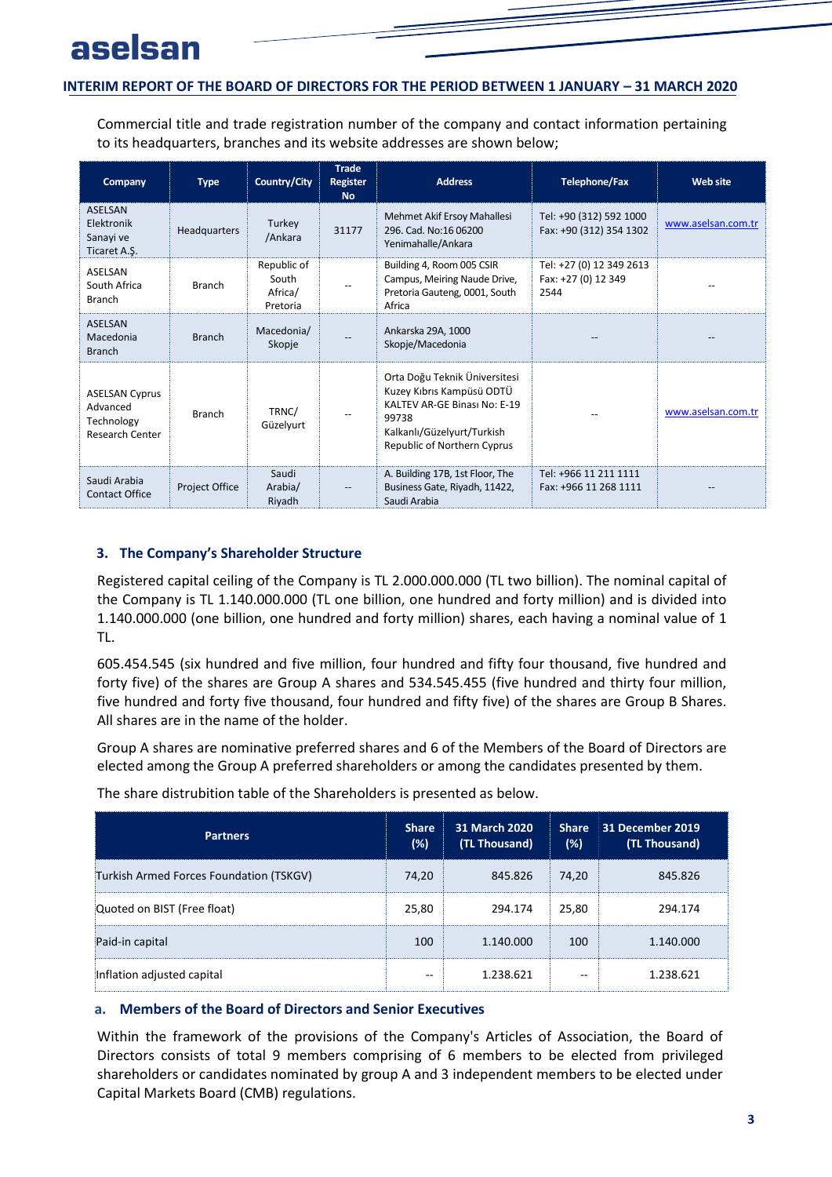Commercial title and trade registration number of the company and contact information pertaining to its headquarters, branches and its website addresses are shown below;

| Company | Type | Country/City | Trade Register No | Address | Telephone/Fax | Web site |
|---|---|---|---|---|---|---|
| ASELSAN Elektronik Sanayi ve Ticaret A.Ş. | Headquarters | Turkey /Ankara | 31177 | Mehmet Akif Ersoy Mahallesi 296. Cad. No:16 06200 Yenimahalle/Ankara | Tel: +90 (312) 592 1000 Fax: +90 (312) 354 1302 | www.aselsan.com.tr |
| ASELSAN South Africa Branch | Branch | Republic of South Africa/ Pretoria | -- | Building 4, Room 005 CSIR Campus, Meiring Naude Drive, Pretoria Gauteng, 0001, South Africa | Tel: +27 (0) 12 349 2613 Fax: +27 (0) 12 349 2544 | -- |
| ASELSAN Macedonia Branch | Branch | Macedonia/ Skopje | -- | Ankarska 29A, 1000 Skopje/Macedonia | -- | -- |
| ASELSAN Cyprus Advanced Technology Research Center | Branch | TRNC/ Güzelyurt | -- | Orta Doğu Teknik Üniversitesi Kuzey Kıbrıs Kampüsü ODTÜ KALTEV AR-GE Binası No: E-19 99738 Kalkanlı/Güzelyurt/Turkish Republic of Northern Cyprus | -- | www.aselsan.com.tr |
| Saudi Arabia Contact Office | Project Office | Saudi Arabia/ Riyadh | -- | A. Building 17B, 1st Floor, The Business Gate, Riyadh, 11422, Saudi Arabia | Tel: +966 11 211 1111 Fax: +966 11 268 1111 | -- |

## 3. The Company's Shareholder Structure

Registered capital ceiling of the Company is TL 2.000.000.000 (TL two billion). The nominal capital of the Company is TL 1.140.000.000 (TL one billion, one hundred and forty million) and is divided into 1.140.000.000 (one billion, one hundred and forty million) shares, each having a nominal value of 1 TL.

605.454.545 (six hundred and five million, four hundred and fifty four thousand, five hundred and forty five) of the shares are Group A shares and 534.545.455 (five hundred and thirty four million, five hundred and forty five thousand, four hundred and fifty five) of the shares are Group B Shares. All shares are in the name of the holder.

Group A shares are nominative preferred shares and 6 of the Members of the Board of Directors are elected among the Group A preferred shareholders or among the candidates presented by them.

The share distrubition table of the Shareholders is presented as below.

| Partners | Share (%) | 31 March 2020 (TL Thousand) | Share (%) | 31 December 2019 (TL Thousand) |
|---|---|---|---|---|
| Turkish Armed Forces Foundation (TSKGV) | 74,20 | 845.826 | 74,20 | 845.826 |
| Quoted on BIST (Free float) | 25,80 | 294.174 | 25,80 | 294.174 |
| Paid-in capital | 100 | 1.140.000 | 100 | 1.140.000 |
| Inflation adjusted capital | -- | 1.238.621 | -- | 1.238.621 |

### a. Members of the Board of Directors and Senior Executives

Within the framework of the provisions of the Company's Articles of Association, the Board of Directors consists of total 9 members comprising of 6 members to be elected from privileged shareholders or candidates nominated by group A and 3 independent members to be elected under Capital Markets Board (CMB) regulations.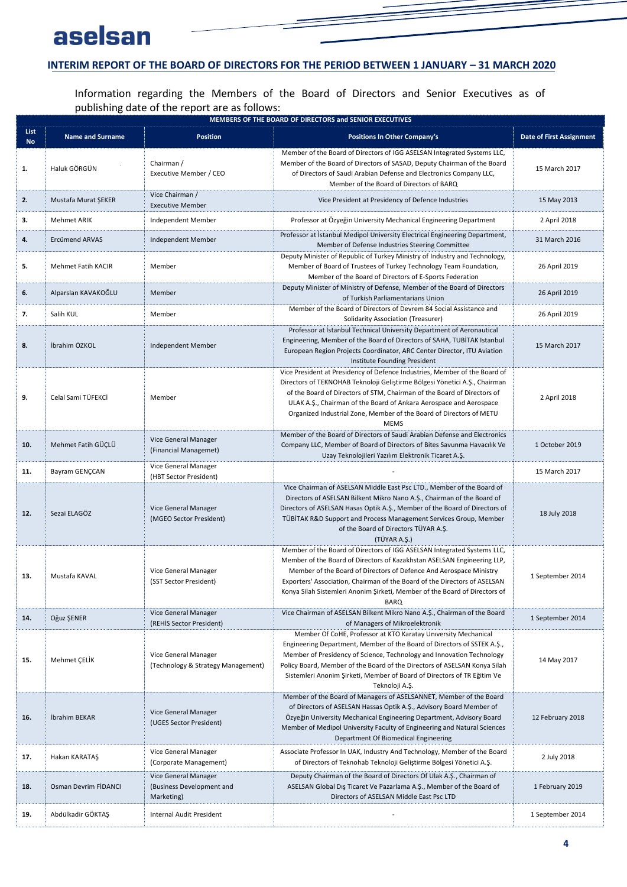## INTERIM REPORT OF THE BOARD OF DIRECTORS FOR THE PERIOD BETWEEN 1 JANUARY – 31 MARCH 2020

Information regarding the Members of the Board of Directors and Senior Executives as of publishing date of the report are as follows:

| MEMBERS OF THE BOARD OF DIRECTORS and SENIOR EXECUTIVES | | | | |
|---|---|---|---|---|
| **List No** | **Name and Surname** | **Position** | **Positions In Other Company's** | **Date of First Assignment** |
| **1.** | Haluk GÖRGÜN | Chairman / Executive Member / CEO | Member of the Board of Directors of IGG ASELSAN Integrated Systems LLC, Member of the Board of Directors of SASAD, Deputy Chairman of the Board of Directors of Saudi Arabian Defense and Electronics Company LLC, Member of the Board of Directors of BARQ | 15 March 2017 |
| **2.** | Mustafa Murat ŞEKER | Vice Chairman / Executive Member | Vice President at Presidency of Defence Industries | 15 May 2013 |
| **3.** | Mehmet ARIK | Independent Member | Professor at Özyeğin University Mechanical Engineering Department | 2 April 2018 |
| **4.** | Ercümend ARVAS | Independent Member | Professor at İstanbul Medipol University Electrical Engineering Department, Member of Defense Industries Steering Committee | 31 March 2016 |
| **5.** | Mehmet Fatih KACIR | Member | Deputy Minister of Republic of Turkey Ministry of Industry and Technology, Member of Board of Trustees of Turkey Technology Team Foundation, Member of the Board of Directors of E-Sports Federation | 26 April 2019 |
| **6.** | Alparslan KAVAKOĞLU | Member | Deputy Minister of Ministry of Defense, Member of the Board of Directors of Turkish Parliamentarians Union | 26 April 2019 |
| **7.** | Salih KUL | Member | Member of the Board of Directors of Devrem 84 Social Assistance and Solidarity Association (Treasurer) | 26 April 2019 |
| **8.** | İbrahim ÖZKOL | Independent Member | Professor at İstanbul Technical University Department of Aeronautical Engineering, Member of the Board of Directors of SAHA, TUBİTAK Istanbul European Region Projects Coordinator, ARC Center Director, ITU Aviation Institute Founding President | 15 March 2017 |
| **9.** | Celal Sami TÜFEKCİ | Member | Vice President at Presidency of Defence Industries, Member of the Board of Directors of TEKNOHAB Teknoloji Geliştirme Bölgesi Yönetici A.Ş., Chairman of the Board of Directors of STM, Chairman of the Board of Directors of ULAK A.Ş., Chairman of the Board of Ankara Aerospace and Aerospace Organized Industrial Zone, Member of the Board of Directors of METU MEMS | 2 April 2018 |
| **10.** | Mehmet Fatih GÜÇLÜ | Vice General Manager (Financial Managemet) | Member of the Board of Directors of Saudi Arabian Defense and Electronics Company LLC, Member of Board of Directors of Bites Savunma Havacılık Ve Uzay Teknolojileri Yazılım Elektronik Ticaret A.Ş. | 1 October 2019 |
| **11.** | Bayram GENÇCAN | Vice General Manager (HBT Sector President) | - | 15 March 2017 |
| **12.** | Sezai ELAGÖZ | Vice General Manager (MGEO Sector President) | Vice Chairman of ASELSAN Middle East Psc LTD., Member of the Board of Directors of ASELSAN Bilkent Mikro Nano A.Ş., Chairman of the Board of Directors of ASELSAN Hasas Optik A.Ş., Member of the Board of Directors of TÜBİTAK R&D Support and Process Management Services Group, Member of the Board of Directors TÜYAR A.Ş. (TÜYAR A.Ş.) | 18 July 2018 |
| **13.** | Mustafa KAVAL | Vice General Manager (SST Sector President) | Member of the Board of Directors of IGG ASELSAN Integrated Systems LLC, Member of the Board of Directors of Kazakhstan ASELSAN Engineering LLP, Member of the Board of Directors of Defence And Aerospace Ministry Exporters' Association, Chairman of the Board of the Directors of ASELSAN Konya Silah Sistemleri Anonim Şirketi, Member of the Board of Directors of BARQ | 1 September 2014 |
| **14.** | Oğuz ŞENER | Vice General Manager (REHİS Sector President) | Vice Chairman of ASELSAN Bilkent Mikro Nano A.Ş., Chairman of the Board of Managers of Mikroelektronik | 1 September 2014 |
| **15.** | Mehmet ÇELİK | Vice General Manager (Technology & Strategy Management) | Member Of CoHE, Professor at KTO Karatay University Mechanical Engineering Department, Member of the Board of Directors of SSTEK A.Ş., Member of Presidency of Science, Technology and Innovation Technology Policy Board, Member of the Board of the Directors of ASELSAN Konya Silah Sistemleri Anonim Şirketi, Member of Board of Directors of TR Eğitim Ve Teknoloji A.Ş. | 14 May 2017 |
| **16.** | İbrahim BEKAR | Vice General Manager (UGES Sector President) | Member of the Board of Managers of ASELSANNET, Member of the Board of Directors of ASELSAN Hassas Optik A.Ş., Advisory Board Member of Özyeğin University Mechanical Engineering Department, Advisory Board Member of Medipol University Faculty of Engineering and Natural Sciences Department Of Biomedical Engineering | 12 February 2018 |
| **17.** | Hakan KARATAŞ | Vice General Manager (Corporate Management) | Associate Professor In UAK, Industry And Technology, Member of the Board of Directors of Teknohab Teknoloji Geliştirme Bölgesi Yönetici A.Ş. | 2 July 2018 |
| **18.** | Osman Devrim FİDANCI | Vice General Manager (Business Development and Marketing) | Deputy Chairman of the Board of Directors Of Ulak A.Ş., Chairman of ASELSAN Global Dış Ticaret Ve Pazarlama A.Ş., Member of the Board of Directors of ASELSAN Middle East Psc LTD | 1 February 2019 |
| **19.** | Abdülkadir GÖKTAŞ | Internal Audit President | - | 1 September 2014 |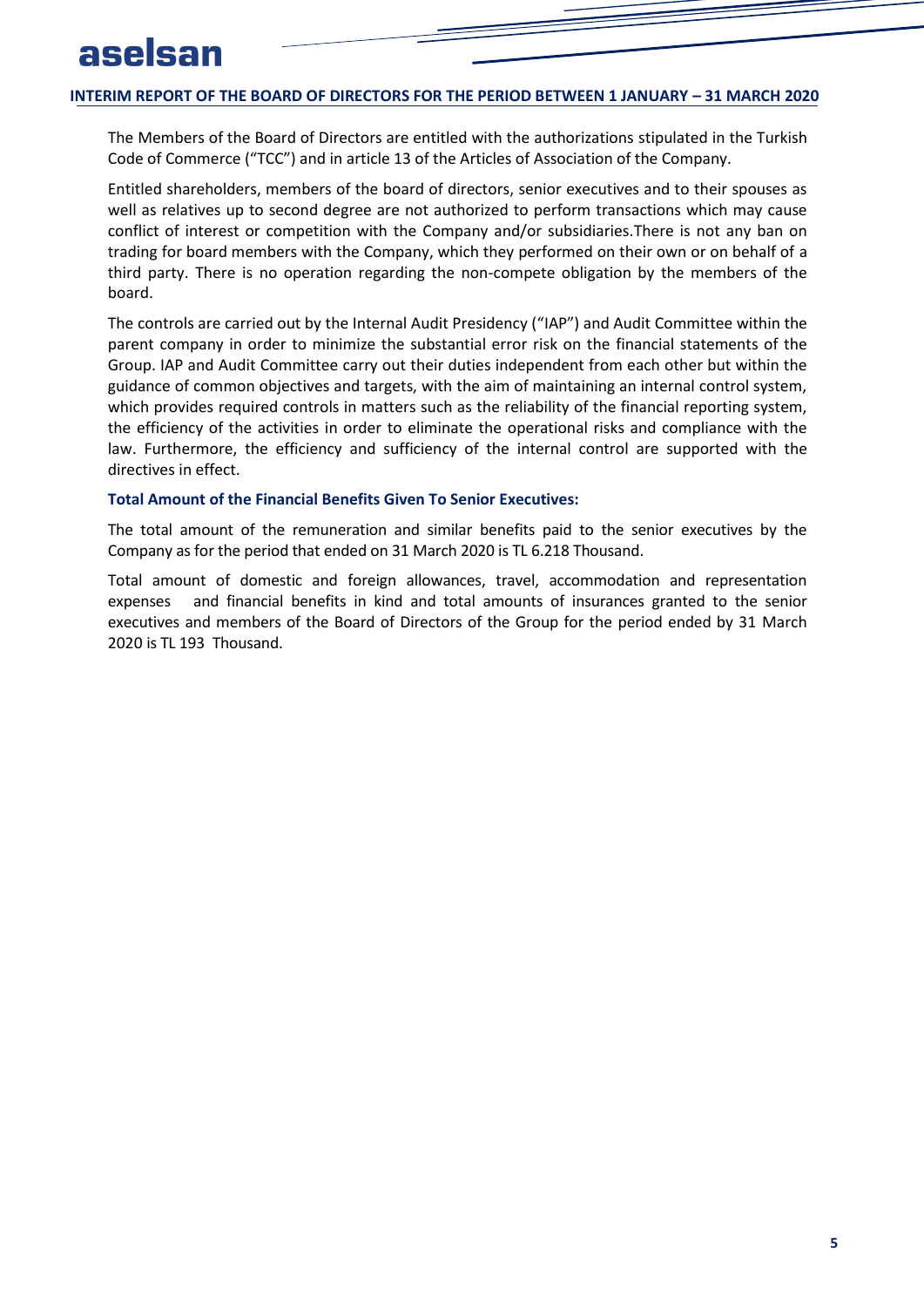The Members of the Board of Directors are entitled with the authorizations stipulated in the Turkish Code of Commerce ("TCC") and in article 13 of the Articles of Association of the Company.

Entitled shareholders, members of the board of directors, senior executives and to their spouses as well as relatives up to second degree are not authorized to perform transactions which may cause conflict of interest or competition with the Company and/or subsidiaries.There is not any ban on trading for board members with the Company, which they performed on their own or on behalf of a third party. There is no operation regarding the non-compete obligation by the members of the board.

The controls are carried out by the Internal Audit Presidency ("IAP") and Audit Committee within the parent company in order to minimize the substantial error risk on the financial statements of the Group. IAP and Audit Committee carry out their duties independent from each other but within the guidance of common objectives and targets, with the aim of maintaining an internal control system, which provides required controls in matters such as the reliability of the financial reporting system, the efficiency of the activities in order to eliminate the operational risks and compliance with the law. Furthermore, the efficiency and sufficiency of the internal control are supported with the directives in effect.

**Total Amount of the Financial Benefits Given To Senior Executives:**

The total amount of the remuneration and similar benefits paid to the senior executives by the Company as for the period that ended on 31 March 2020 is TL 6.218 Thousand.

Total amount of domestic and foreign allowances, travel, accommodation and representation expenses and financial benefits in kind and total amounts of insurances granted to the senior executives and members of the Board of Directors of the Group for the period ended by 31 March 2020 is TL 193 Thousand.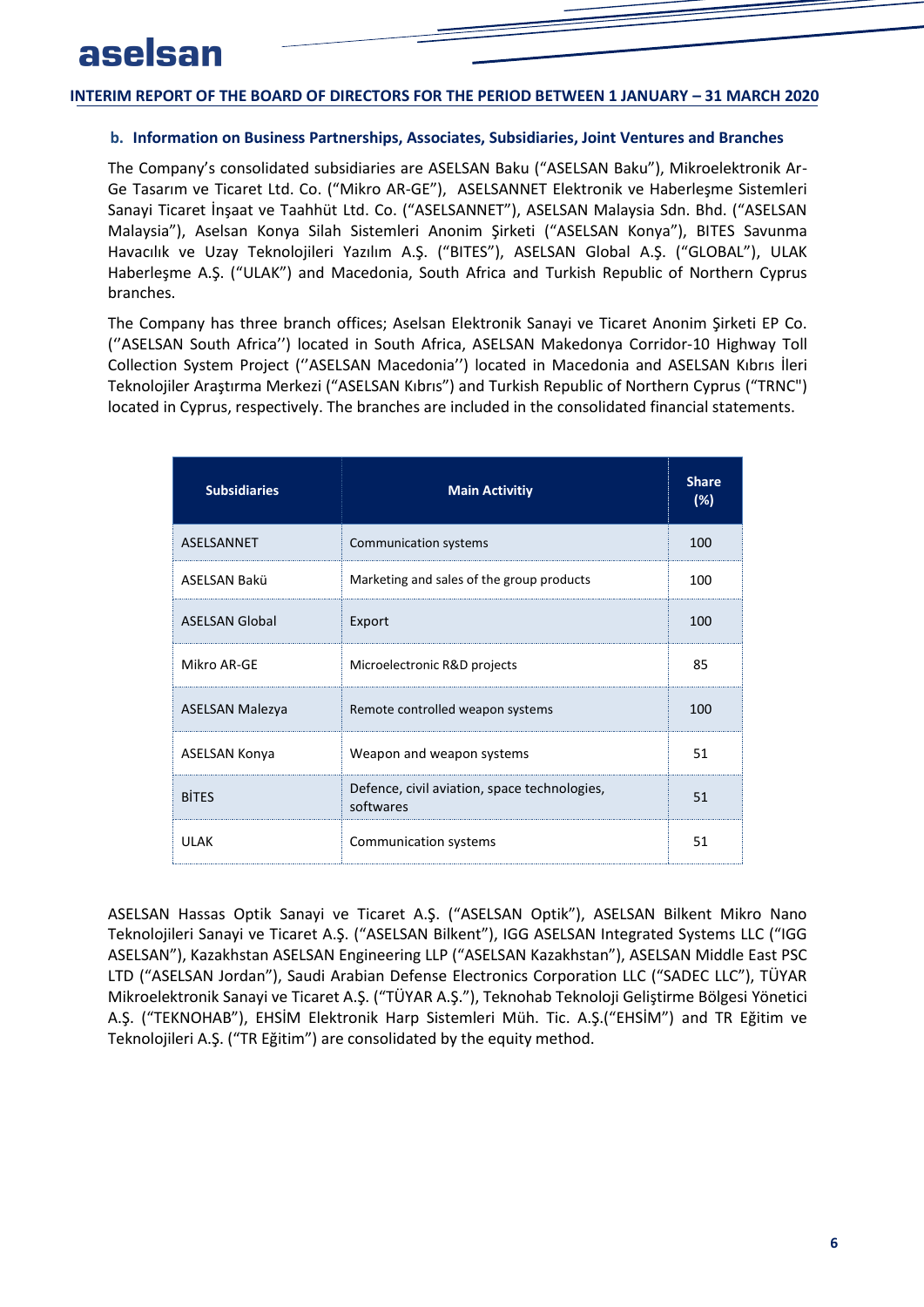#### b. Information on Business Partnerships, Associates, Subsidiaries, Joint Ventures and Branches

The Company's consolidated subsidiaries are ASELSAN Baku ("ASELSAN Baku"), Mikroelektronik Ar-Ge Tasarım ve Ticaret Ltd. Co. ("Mikro AR-GE"), ASELSANNET Elektronik ve Haberleşme Sistemleri Sanayi Ticaret İnşaat ve Taahhüt Ltd. Co. ("ASELSANNET"), ASELSAN Malaysia Sdn. Bhd. ("ASELSAN Malaysia"), Aselsan Konya Silah Sistemleri Anonim Şirketi ("ASELSAN Konya"), BITES Savunma Havacılık ve Uzay Teknolojileri Yazılım A.Ş. ("BITES"), ASELSAN Global A.Ş. ("GLOBAL"), ULAK Haberleşme A.Ş. ("ULAK") and Macedonia, South Africa and Turkish Republic of Northern Cyprus branches.

The Company has three branch offices; Aselsan Elektronik Sanayi ve Ticaret Anonim Şirketi EP Co. (''ASELSAN South Africa'') located in South Africa, ASELSAN Makedonya Corridor-10 Highway Toll Collection System Project (''ASELSAN Macedonia'') located in Macedonia and ASELSAN Kıbrıs İleri Teknolojiler Araştırma Merkezi ("ASELSAN Kıbrıs") and Turkish Republic of Northern Cyprus ("TRNC") located in Cyprus, respectively. The branches are included in the consolidated financial statements.

| Subsidiaries | Main Activitiy | Share (%) |
|---|---|---|
| ASELSANNET | Communication systems | 100 |
| ASELSAN Bakü | Marketing and sales of the group products | 100 |
| ASELSAN Global | Export | 100 |
| Mikro AR-GE | Microelectronic R&D projects | 85 |
| ASELSAN Malezya | Remote controlled weapon systems | 100 |
| ASELSAN Konya | Weapon and weapon systems | 51 |
| BİTES | Defence, civil aviation, space technologies, softwares | 51 |
| ULAK | Communication systems | 51 |

ASELSAN Hassas Optik Sanayi ve Ticaret A.Ş. ("ASELSAN Optik"), ASELSAN Bilkent Mikro Nano Teknolojileri Sanayi ve Ticaret A.Ş. ("ASELSAN Bilkent"), IGG ASELSAN Integrated Systems LLC ("IGG ASELSAN"), Kazakhstan ASELSAN Engineering LLP ("ASELSAN Kazakhstan"), ASELSAN Middle East PSC LTD ("ASELSAN Jordan"), Saudi Arabian Defense Electronics Corporation LLC ("SADEC LLC"), TÜYAR Mikroelektronik Sanayi ve Ticaret A.Ş. ("TÜYAR A.Ş."), Teknohab Teknoloji Geliştirme Bölgesi Yönetici A.Ş. ("TEKNOHAB"), EHSİM Elektronik Harp Sistemleri Müh. Tic. A.Ş.("EHSİM") and TR Eğitim ve Teknolojileri A.Ş. ("TR Eğitim") are consolidated by the equity method.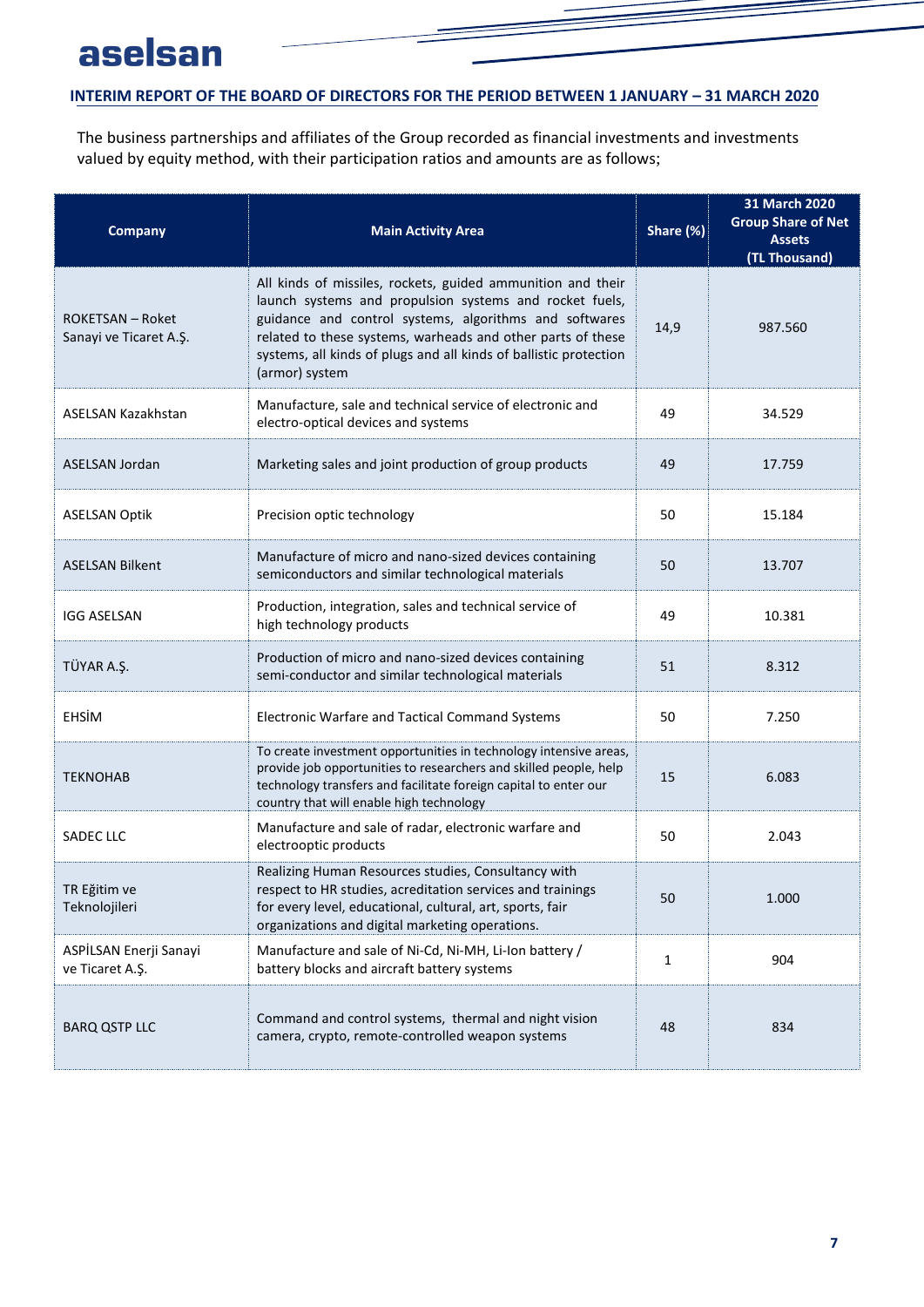The business partnerships and affiliates of the Group recorded as financial investments and investments valued by equity method, with their participation ratios and amounts are as follows;

| Company | Main Activity Area | Share (%) | 31 March 2020 Group Share of Net Assets (TL Thousand) |
|---|---|---|---|
| ROKETSAN – Roket Sanayi ve Ticaret A.Ş. | All kinds of missiles, rockets, guided ammunition and their launch systems and propulsion systems and rocket fuels, guidance and control systems, algorithms and softwares related to these systems, warheads and other parts of these systems, all kinds of plugs and all kinds of ballistic protection (armor) system | 14,9 | 987.560 |
| ASELSAN Kazakhstan | Manufacture, sale and technical service of electronic and electro-optical devices and systems | 49 | 34.529 |
| ASELSAN Jordan | Marketing sales and joint production of group products | 49 | 17.759 |
| ASELSAN Optik | Precision optic technology | 50 | 15.184 |
| ASELSAN Bilkent | Manufacture of micro and nano-sized devices containing semiconductors and similar technological materials | 50 | 13.707 |
| IGG ASELSAN | Production, integration, sales and technical service of high technology products | 49 | 10.381 |
| TÜYAR A.Ş. | Production of micro and nano-sized devices containing semi-conductor and similar technological materials | 51 | 8.312 |
| EHSİM | Electronic Warfare and Tactical Command Systems | 50 | 7.250 |
| TEKNOHAB | To create investment opportunities in technology intensive areas, provide job opportunities to researchers and skilled people, help technology transfers and facilitate foreign capital to enter our country that will enable high technology | 15 | 6.083 |
| SADEC LLC | Manufacture and sale of radar, electronic warfare and electrooptic products | 50 | 2.043 |
| TR Eğitim ve Teknolojileri | Realizing Human Resources studies, Consultancy with respect to HR studies, acreditation services and trainings for every level, educational, cultural, art, sports, fair organizations and digital marketing operations. | 50 | 1.000 |
| ASPİLSAN Enerji Sanayi ve Ticaret A.Ş. | Manufacture and sale of Ni-Cd, Ni-MH, Li-Ion battery / battery blocks and aircraft battery systems | 1 | 904 |
| BARQ QSTP LLC | Command and control systems, thermal and night vision camera, crypto, remote-controlled weapon systems | 48 | 834 |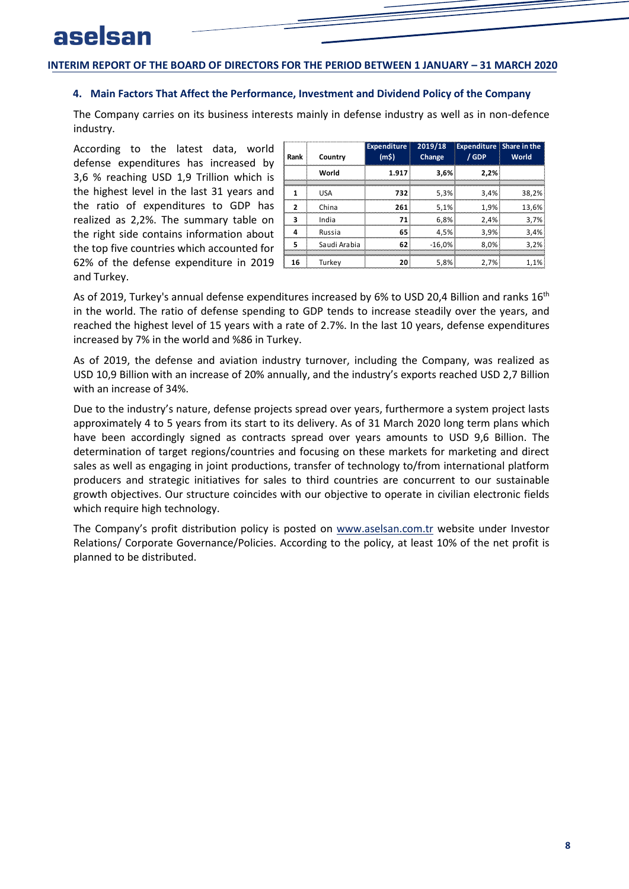## 4. Main Factors That Affect the Performance, Investment and Dividend Policy of the Company

The Company carries on its business interests mainly in defense industry as well as in non-defence industry.

According to the latest data, world defense expenditures has increased by 3,6 % reaching USD 1,9 Trillion which is the highest level in the last 31 years and the ratio of expenditures to GDP has realized as 2,2%. The summary table on the right side contains information about the top five countries which accounted for 62% of the defense expenditure in 2019 and Turkey.

| Rank | Country | Expenditure (m$) | 2019/18 Change | Expenditure / GDP | Share in the World |
|---|---|---|---|---|---|
| | **World** | **1.917** | **3,6%** | **2,2%** | |
| 1 | USA | 732 | 5,3% | 3,4% | 38,2% |
| 2 | China | 261 | 5,1% | 1,9% | 13,6% |
| 3 | India | 71 | 6,8% | 2,4% | 3,7% |
| 4 | Russia | 65 | 4,5% | 3,9% | 3,4% |
| 5 | Saudi Arabia | 62 | -16,0% | 8,0% | 3,2% |
| 16 | Turkey | 20 | 5,8% | 2,7% | 1,1% |

As of 2019, Turkey's annual defense expenditures increased by 6% to USD 20,4 Billion and ranks 16th in the world. The ratio of defense spending to GDP tends to increase steadily over the years, and reached the highest level of 15 years with a rate of 2.7%. In the last 10 years, defense expenditures increased by 7% in the world and %86 in Turkey.

As of 2019, the defense and aviation industry turnover, including the Company, was realized as USD 10,9 Billion with an increase of 20% annually, and the industry's exports reached USD 2,7 Billion with an increase of 34%.

Due to the industry's nature, defense projects spread over years, furthermore a system project lasts approximately 4 to 5 years from its start to its delivery. As of 31 March 2020 long term plans which have been accordingly signed as contracts spread over years amounts to USD 9,6 Billion. The determination of target regions/countries and focusing on these markets for marketing and direct sales as well as engaging in joint productions, transfer of technology to/from international platform producers and strategic initiatives for sales to third countries are concurrent to our sustainable growth objectives. Our structure coincides with our objective to operate in civilian electronic fields which require high technology.

The Company's profit distribution policy is posted on www.aselsan.com.tr website under Investor Relations/ Corporate Governance/Policies. According to the policy, at least 10% of the net profit is planned to be distributed.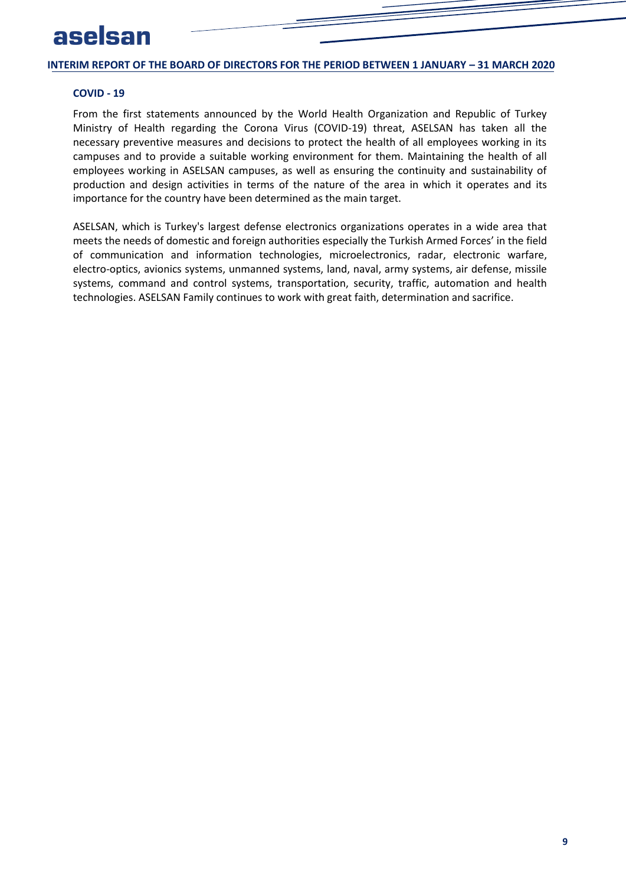## COVID - 19

From the first statements announced by the World Health Organization and Republic of Turkey Ministry of Health regarding the Corona Virus (COVID-19) threat, ASELSAN has taken all the necessary preventive measures and decisions to protect the health of all employees working in its campuses and to provide a suitable working environment for them. Maintaining the health of all employees working in ASELSAN campuses, as well as ensuring the continuity and sustainability of production and design activities in terms of the nature of the area in which it operates and its importance for the country have been determined as the main target.

ASELSAN, which is Turkey's largest defense electronics organizations operates in a wide area that meets the needs of domestic and foreign authorities especially the Turkish Armed Forces' in the field of communication and information technologies, microelectronics, radar, electronic warfare, electro-optics, avionics systems, unmanned systems, land, naval, army systems, air defense, missile systems, command and control systems, transportation, security, traffic, automation and health technologies. ASELSAN Family continues to work with great faith, determination and sacrifice.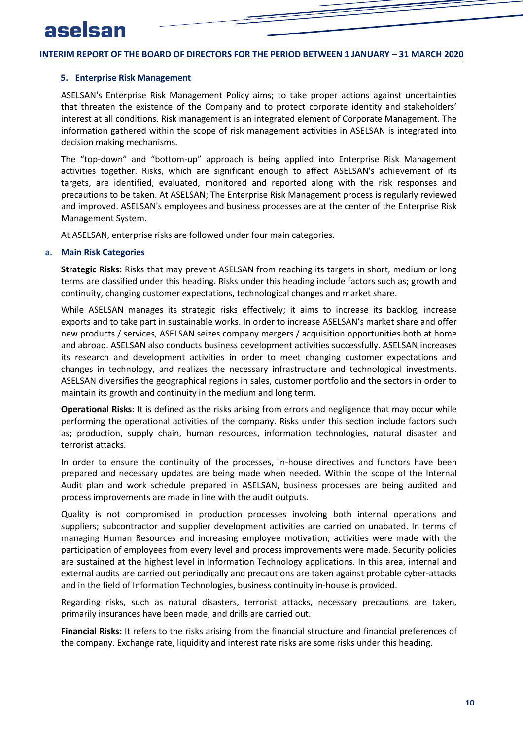## 5. Enterprise Risk Management

ASELSAN's Enterprise Risk Management Policy aims; to take proper actions against uncertainties that threaten the existence of the Company and to protect corporate identity and stakeholders' interest at all conditions. Risk management is an integrated element of Corporate Management. The information gathered within the scope of risk management activities in ASELSAN is integrated into decision making mechanisms.

The "top-down" and "bottom-up" approach is being applied into Enterprise Risk Management activities together. Risks, which are significant enough to affect ASELSAN's achievement of its targets, are identified, evaluated, monitored and reported along with the risk responses and precautions to be taken. At ASELSAN; The Enterprise Risk Management process is regularly reviewed and improved. ASELSAN's employees and business processes are at the center of the Enterprise Risk Management System.

At ASELSAN, enterprise risks are followed under four main categories.

### a. Main Risk Categories

**Strategic Risks:** Risks that may prevent ASELSAN from reaching its targets in short, medium or long terms are classified under this heading. Risks under this heading include factors such as; growth and continuity, changing customer expectations, technological changes and market share.

While ASELSAN manages its strategic risks effectively; it aims to increase its backlog, increase exports and to take part in sustainable works. In order to increase ASELSAN's market share and offer new products / services, ASELSAN seizes company mergers / acquisition opportunities both at home and abroad. ASELSAN also conducts business development activities successfully. ASELSAN increases its research and development activities in order to meet changing customer expectations and changes in technology, and realizes the necessary infrastructure and technological investments. ASELSAN diversifies the geographical regions in sales, customer portfolio and the sectors in order to maintain its growth and continuity in the medium and long term.

**Operational Risks:** It is defined as the risks arising from errors and negligence that may occur while performing the operational activities of the company. Risks under this section include factors such as; production, supply chain, human resources, information technologies, natural disaster and terrorist attacks.

In order to ensure the continuity of the processes, in-house directives and functors have been prepared and necessary updates are being made when needed. Within the scope of the Internal Audit plan and work schedule prepared in ASELSAN, business processes are being audited and process improvements are made in line with the audit outputs.

Quality is not compromised in production processes involving both internal operations and suppliers; subcontractor and supplier development activities are carried on unabated. In terms of managing Human Resources and increasing employee motivation; activities were made with the participation of employees from every level and process improvements were made. Security policies are sustained at the highest level in Information Technology applications. In this area, internal and external audits are carried out periodically and precautions are taken against probable cyber-attacks and in the field of Information Technologies, business continuity in-house is provided.

Regarding risks, such as natural disasters, terrorist attacks, necessary precautions are taken, primarily insurances have been made, and drills are carried out.

**Financial Risks:** It refers to the risks arising from the financial structure and financial preferences of the company. Exchange rate, liquidity and interest rate risks are some risks under this heading.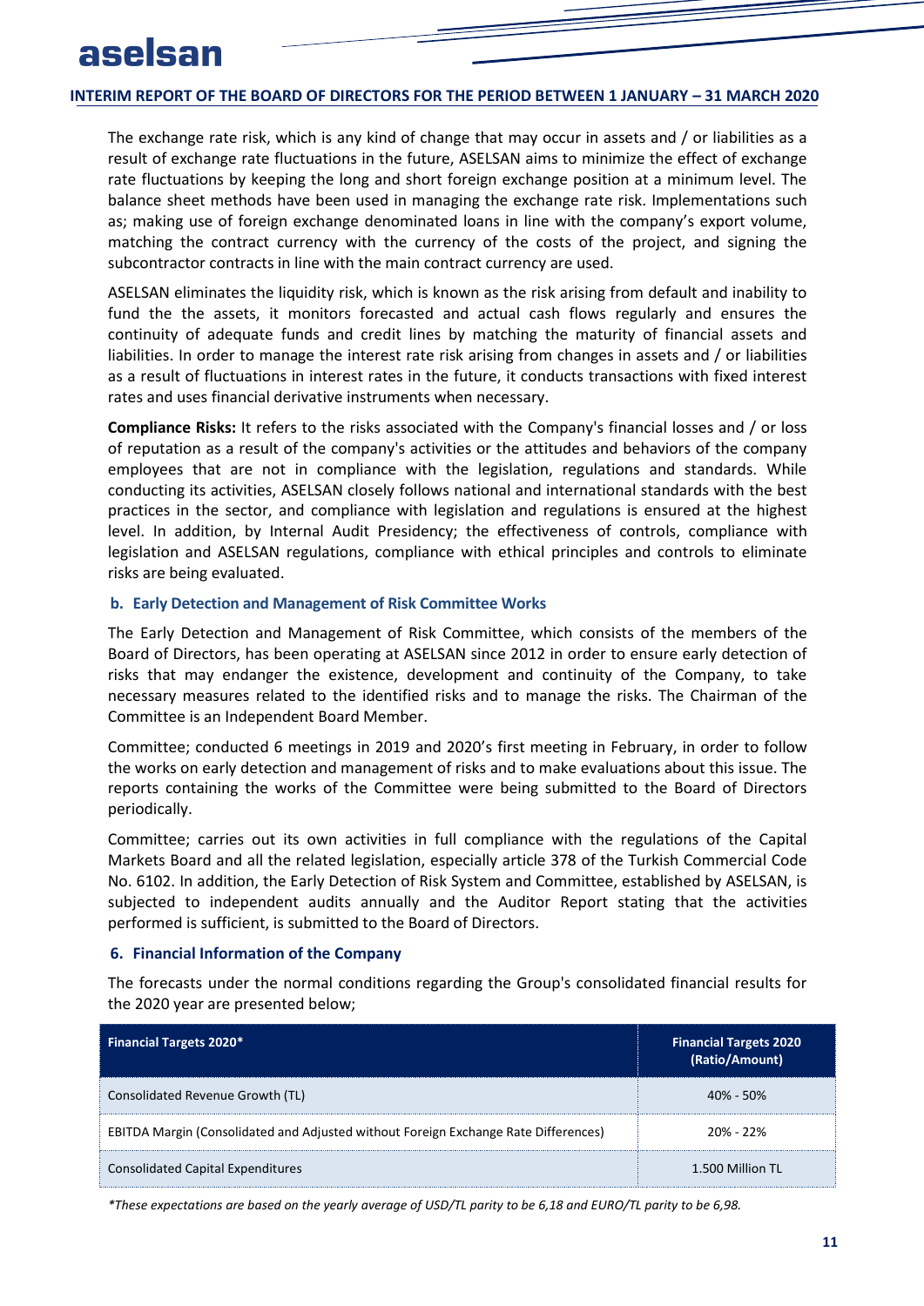The exchange rate risk, which is any kind of change that may occur in assets and / or liabilities as a result of exchange rate fluctuations in the future, ASELSAN aims to minimize the effect of exchange rate fluctuations by keeping the long and short foreign exchange position at a minimum level. The balance sheet methods have been used in managing the exchange rate risk. Implementations such as; making use of foreign exchange denominated loans in line with the company's export volume, matching the contract currency with the currency of the costs of the project, and signing the subcontractor contracts in line with the main contract currency are used.

ASELSAN eliminates the liquidity risk, which is known as the risk arising from default and inability to fund the the assets, it monitors forecasted and actual cash flows regularly and ensures the continuity of adequate funds and credit lines by matching the maturity of financial assets and liabilities. In order to manage the interest rate risk arising from changes in assets and / or liabilities as a result of fluctuations in interest rates in the future, it conducts transactions with fixed interest rates and uses financial derivative instruments when necessary.

**Compliance Risks:** It refers to the risks associated with the Company's financial losses and / or loss of reputation as a result of the company's activities or the attitudes and behaviors of the company employees that are not in compliance with the legislation, regulations and standards. While conducting its activities, ASELSAN closely follows national and international standards with the best practices in the sector, and compliance with legislation and regulations is ensured at the highest level. In addition, by Internal Audit Presidency; the effectiveness of controls, compliance with legislation and ASELSAN regulations, compliance with ethical principles and controls to eliminate risks are being evaluated.

### b. Early Detection and Management of Risk Committee Works

The Early Detection and Management of Risk Committee, which consists of the members of the Board of Directors, has been operating at ASELSAN since 2012 in order to ensure early detection of risks that may endanger the existence, development and continuity of the Company, to take necessary measures related to the identified risks and to manage the risks. The Chairman of the Committee is an Independent Board Member.

Committee; conducted 6 meetings in 2019 and 2020's first meeting in February, in order to follow the works on early detection and management of risks and to make evaluations about this issue. The reports containing the works of the Committee were being submitted to the Board of Directors periodically.

Committee; carries out its own activities in full compliance with the regulations of the Capital Markets Board and all the related legislation, especially article 378 of the Turkish Commercial Code No. 6102. In addition, the Early Detection of Risk System and Committee, established by ASELSAN, is subjected to independent audits annually and the Auditor Report stating that the activities performed is sufficient, is submitted to the Board of Directors.

## 6. Financial Information of the Company

The forecasts under the normal conditions regarding the Group's consolidated financial results for the 2020 year are presented below;

| Financial Targets 2020* | Financial Targets 2020 (Ratio/Amount) |
|---|---|
| Consolidated Revenue Growth (TL) | 40% - 50% |
| EBITDA Margin (Consolidated and Adjusted without Foreign Exchange Rate Differences) | 20% - 22% |
| Consolidated Capital Expenditures | 1.500 Million TL |

*\*These expectations are based on the yearly average of USD/TL parity to be 6,18 and EURO/TL parity to be 6,98.*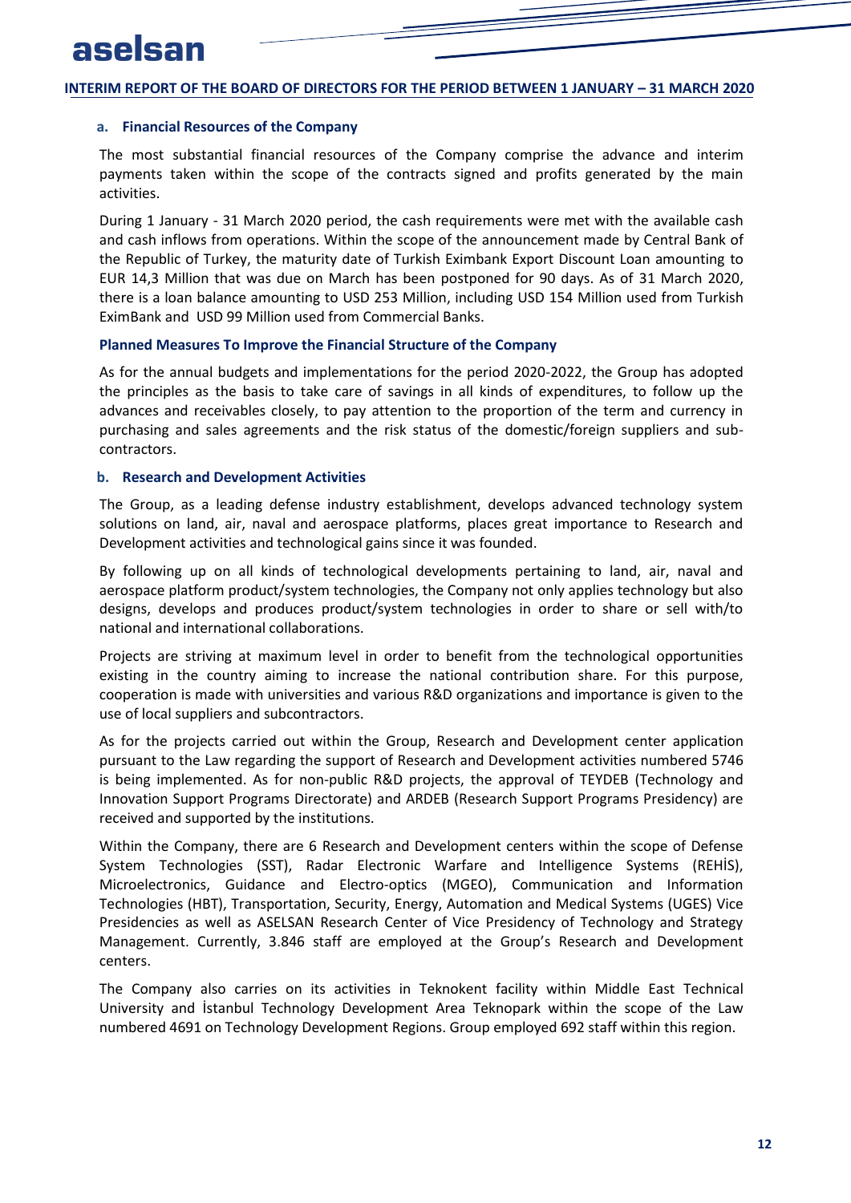### a. Financial Resources of the Company

The most substantial financial resources of the Company comprise the advance and interim payments taken within the scope of the contracts signed and profits generated by the main activities.

During 1 January - 31 March 2020 period, the cash requirements were met with the available cash and cash inflows from operations. Within the scope of the announcement made by Central Bank of the Republic of Turkey, the maturity date of Turkish Eximbank Export Discount Loan amounting to EUR 14,3 Million that was due on March has been postponed for 90 days. As of 31 March 2020, there is a loan balance amounting to USD 253 Million, including USD 154 Million used from Turkish EximBank and USD 99 Million used from Commercial Banks.

#### Planned Measures To Improve the Financial Structure of the Company

As for the annual budgets and implementations for the period 2020-2022, the Group has adopted the principles as the basis to take care of savings in all kinds of expenditures, to follow up the advances and receivables closely, to pay attention to the proportion of the term and currency in purchasing and sales agreements and the risk status of the domestic/foreign suppliers and sub-contractors.

### b. Research and Development Activities

The Group, as a leading defense industry establishment, develops advanced technology system solutions on land, air, naval and aerospace platforms, places great importance to Research and Development activities and technological gains since it was founded.

By following up on all kinds of technological developments pertaining to land, air, naval and aerospace platform product/system technologies, the Company not only applies technology but also designs, develops and produces product/system technologies in order to share or sell with/to national and international collaborations.

Projects are striving at maximum level in order to benefit from the technological opportunities existing in the country aiming to increase the national contribution share. For this purpose, cooperation is made with universities and various R&D organizations and importance is given to the use of local suppliers and subcontractors.

As for the projects carried out within the Group, Research and Development center application pursuant to the Law regarding the support of Research and Development activities numbered 5746 is being implemented. As for non-public R&D projects, the approval of TEYDEB (Technology and Innovation Support Programs Directorate) and ARDEB (Research Support Programs Presidency) are received and supported by the institutions.

Within the Company, there are 6 Research and Development centers within the scope of Defense System Technologies (SST), Radar Electronic Warfare and Intelligence Systems (REHİS), Microelectronics, Guidance and Electro-optics (MGEO), Communication and Information Technologies (HBT), Transportation, Security, Energy, Automation and Medical Systems (UGES) Vice Presidencies as well as ASELSAN Research Center of Vice Presidency of Technology and Strategy Management. Currently, 3.846 staff are employed at the Group's Research and Development centers.

The Company also carries on its activities in Teknokent facility within Middle East Technical University and İstanbul Technology Development Area Teknopark within the scope of the Law numbered 4691 on Technology Development Regions. Group employed 692 staff within this region.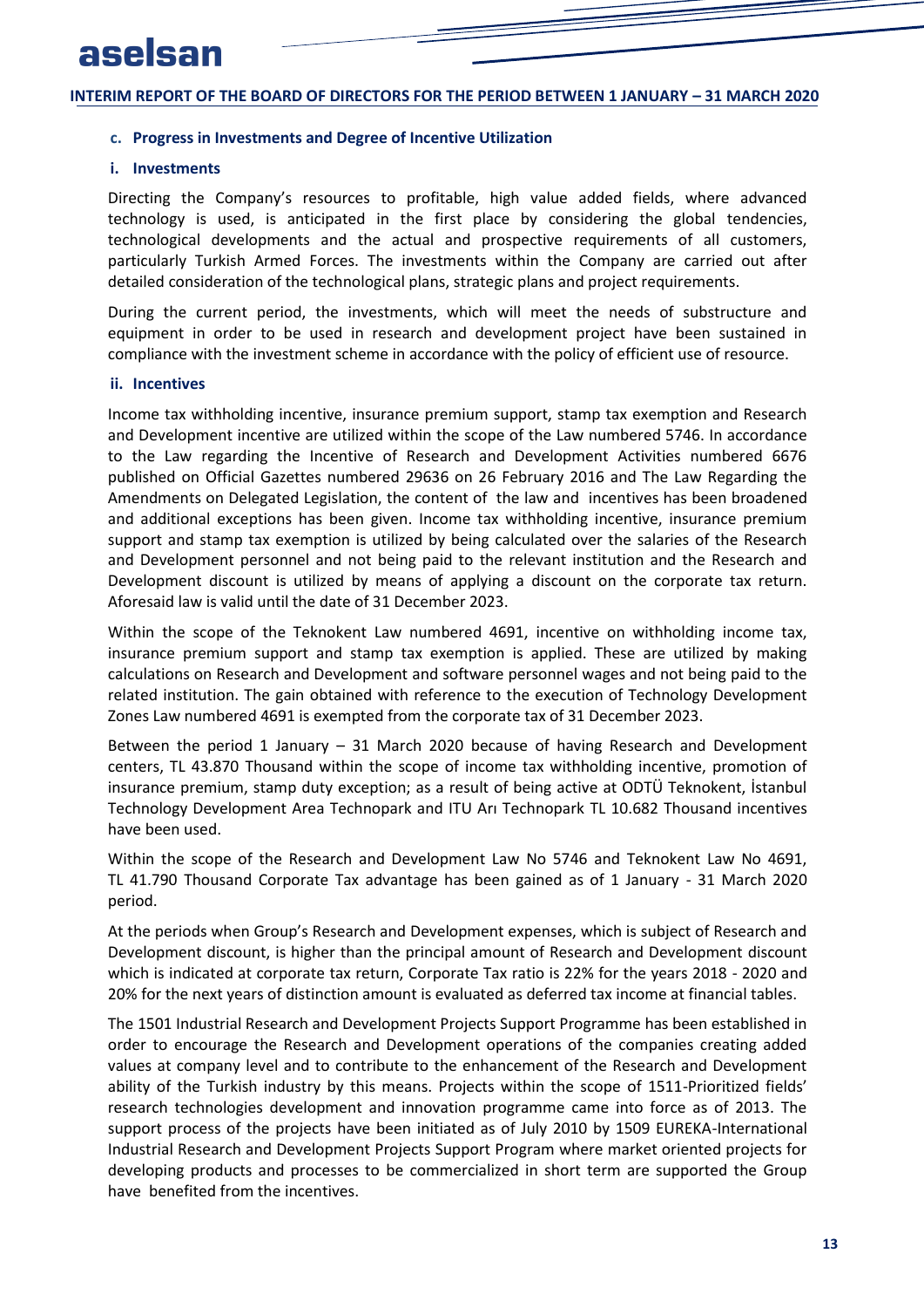### c. Progress in Investments and Degree of Incentive Utilization

#### i. Investments

Directing the Company's resources to profitable, high value added fields, where advanced technology is used, is anticipated in the first place by considering the global tendencies, technological developments and the actual and prospective requirements of all customers, particularly Turkish Armed Forces. The investments within the Company are carried out after detailed consideration of the technological plans, strategic plans and project requirements.

During the current period, the investments, which will meet the needs of substructure and equipment in order to be used in research and development project have been sustained in compliance with the investment scheme in accordance with the policy of efficient use of resource.

#### ii. Incentives

Income tax withholding incentive, insurance premium support, stamp tax exemption and Research and Development incentive are utilized within the scope of the Law numbered 5746. In accordance to the Law regarding the Incentive of Research and Development Activities numbered 6676 published on Official Gazettes numbered 29636 on 26 February 2016 and The Law Regarding the Amendments on Delegated Legislation, the content of the law and incentives has been broadened and additional exceptions has been given. Income tax withholding incentive, insurance premium support and stamp tax exemption is utilized by being calculated over the salaries of the Research and Development personnel and not being paid to the relevant institution and the Research and Development discount is utilized by means of applying a discount on the corporate tax return. Aforesaid law is valid until the date of 31 December 2023.

Within the scope of the Teknokent Law numbered 4691, incentive on withholding income tax, insurance premium support and stamp tax exemption is applied. These are utilized by making calculations on Research and Development and software personnel wages and not being paid to the related institution. The gain obtained with reference to the execution of Technology Development Zones Law numbered 4691 is exempted from the corporate tax of 31 December 2023.

Between the period 1 January – 31 March 2020 because of having Research and Development centers, TL 43.870 Thousand within the scope of income tax withholding incentive, promotion of insurance premium, stamp duty exception; as a result of being active at ODTÜ Teknokent, İstanbul Technology Development Area Technopark and ITU Arı Technopark TL 10.682 Thousand incentives have been used.

Within the scope of the Research and Development Law No 5746 and Teknokent Law No 4691, TL 41.790 Thousand Corporate Tax advantage has been gained as of 1 January - 31 March 2020 period.

At the periods when Group's Research and Development expenses, which is subject of Research and Development discount, is higher than the principal amount of Research and Development discount which is indicated at corporate tax return, Corporate Tax ratio is 22% for the years 2018 - 2020 and 20% for the next years of distinction amount is evaluated as deferred tax income at financial tables.

The 1501 Industrial Research and Development Projects Support Programme has been established in order to encourage the Research and Development operations of the companies creating added values at company level and to contribute to the enhancement of the Research and Development ability of the Turkish industry by this means. Projects within the scope of 1511-Prioritized fields' research technologies development and innovation programme came into force as of 2013. The support process of the projects have been initiated as of July 2010 by 1509 EUREKA-International Industrial Research and Development Projects Support Program where market oriented projects for developing products and processes to be commercialized in short term are supported the Group have benefited from the incentives.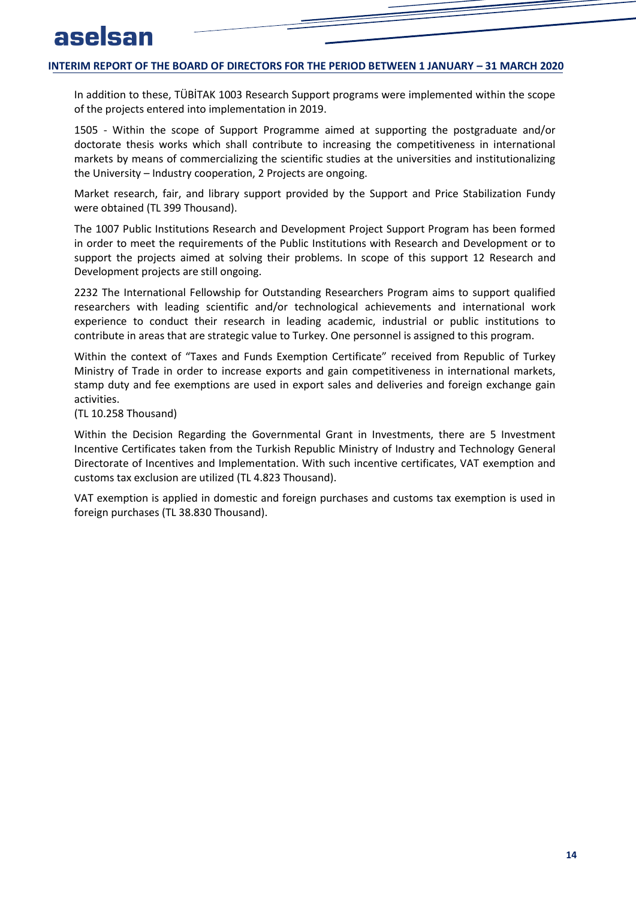In addition to these, TÜBİTAK 1003 Research Support programs were implemented within the scope of the projects entered into implementation in 2019.

1505 - Within the scope of Support Programme aimed at supporting the postgraduate and/or doctorate thesis works which shall contribute to increasing the competitiveness in international markets by means of commercializing the scientific studies at the universities and institutionalizing the University – Industry cooperation, 2 Projects are ongoing.

Market research, fair, and library support provided by the Support and Price Stabilization Fundy were obtained (TL 399 Thousand).

The 1007 Public Institutions Research and Development Project Support Program has been formed in order to meet the requirements of the Public Institutions with Research and Development or to support the projects aimed at solving their problems. In scope of this support 12 Research and Development projects are still ongoing.

2232 The International Fellowship for Outstanding Researchers Program aims to support qualified researchers with leading scientific and/or technological achievements and international work experience to conduct their research in leading academic, industrial or public institutions to contribute in areas that are strategic value to Turkey. One personnel is assigned to this program.

Within the context of "Taxes and Funds Exemption Certificate" received from Republic of Turkey Ministry of Trade in order to increase exports and gain competitiveness in international markets, stamp duty and fee exemptions are used in export sales and deliveries and foreign exchange gain activities.
(TL 10.258 Thousand)

Within the Decision Regarding the Governmental Grant in Investments, there are 5 Investment Incentive Certificates taken from the Turkish Republic Ministry of Industry and Technology General Directorate of Incentives and Implementation. With such incentive certificates, VAT exemption and customs tax exclusion are utilized (TL 4.823 Thousand).

VAT exemption is applied in domestic and foreign purchases and customs tax exemption is used in foreign purchases (TL 38.830 Thousand).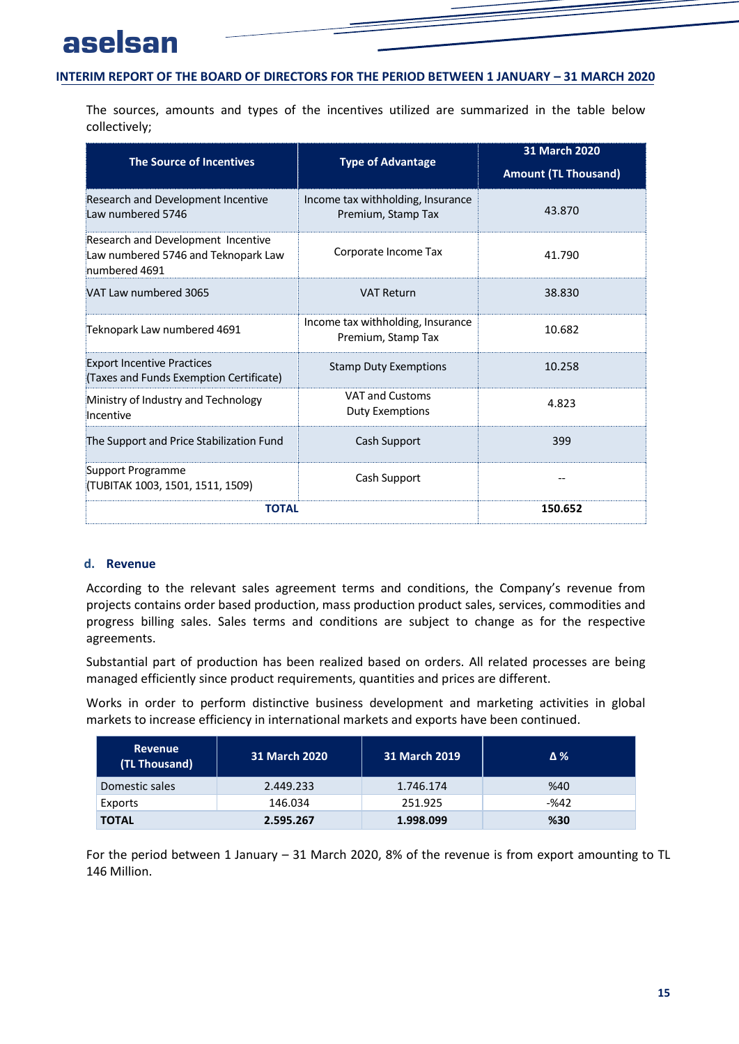The sources, amounts and types of the incentives utilized are summarized in the table below collectively;

| The Source of Incentives | Type of Advantage | 31 March 2020 Amount (TL Thousand) |
|---|---|---|
| Research and Development Incentive Law numbered 5746 | Income tax withholding, Insurance Premium, Stamp Tax | 43.870 |
| Research and Development Incentive Law numbered 5746 and Teknopark Law numbered 4691 | Corporate Income Tax | 41.790 |
| VAT Law numbered 3065 | VAT Return | 38.830 |
| Teknopark Law numbered 4691 | Income tax withholding, Insurance Premium, Stamp Tax | 10.682 |
| Export Incentive Practices (Taxes and Funds Exemption Certificate) | Stamp Duty Exemptions | 10.258 |
| Ministry of Industry and Technology Incentive | VAT and Customs Duty Exemptions | 4.823 |
| The Support and Price Stabilization Fund | Cash Support | 399 |
| Support Programme (TUBITAK 1003, 1501, 1511, 1509) | Cash Support | -- |
| **TOTAL** | | **150.652** |

### d. Revenue

According to the relevant sales agreement terms and conditions, the Company's revenue from projects contains order based production, mass production product sales, services, commodities and progress billing sales. Sales terms and conditions are subject to change as for the respective agreements.

Substantial part of production has been realized based on orders. All related processes are being managed efficiently since product requirements, quantities and prices are different.

Works in order to perform distinctive business development and marketing activities in global markets to increase efficiency in international markets and exports have been continued.

| Revenue (TL Thousand) | 31 March 2020 | 31 March 2019 | Δ % |
|---|---|---|---|
| Domestic sales | 2.449.233 | 1.746.174 | %40 |
| Exports | 146.034 | 251.925 | -%42 |
| **TOTAL** | **2.595.267** | **1.998.099** | **%30** |

For the period between 1 January – 31 March 2020, 8% of the revenue is from export amounting to TL 146 Million.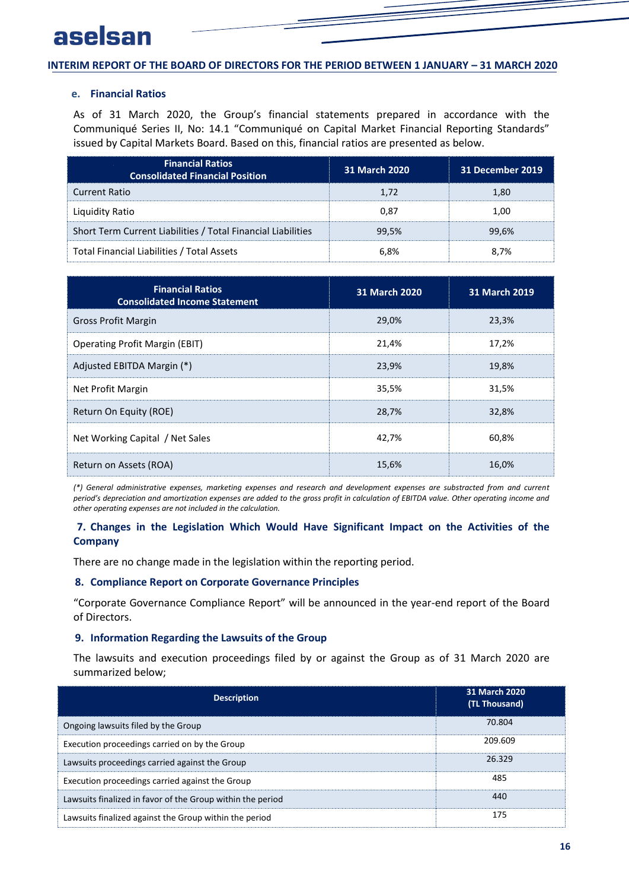### e. Financial Ratios

As of 31 March 2020, the Group's financial statements prepared in accordance with the Communiqué Series II, No: 14.1 "Communiqué on Capital Market Financial Reporting Standards" issued by Capital Markets Board. Based on this, financial ratios are presented as below.

| Financial Ratios Consolidated Financial Position | 31 March 2020 | 31 December 2019 |
|---|---|---|
| Current Ratio | 1,72 | 1,80 |
| Liquidity Ratio | 0,87 | 1,00 |
| Short Term Current Liabilities / Total Financial Liabilities | 99,5% | 99,6% |
| Total Financial Liabilities / Total Assets | 6,8% | 8,7% |

| Financial Ratios Consolidated Income Statement | 31 March 2020 | 31 March 2019 |
|---|---|---|
| Gross Profit Margin | 29,0% | 23,3% |
| Operating Profit Margin (EBIT) | 21,4% | 17,2% |
| Adjusted EBITDA Margin (*) | 23,9% | 19,8% |
| Net Profit Margin | 35,5% | 31,5% |
| Return On Equity (ROE) | 28,7% | 32,8% |
| Net Working Capital / Net Sales | 42,7% | 60,8% |
| Return on Assets (ROA) | 15,6% | 16,0% |

*(\*) General administrative expenses, marketing expenses and research and development expenses are substracted from and current period's depreciation and amortization expenses are added to the gross profit in calculation of EBITDA value. Other operating income and other operating expenses are not included in the calculation.*

## 7. Changes in the Legislation Which Would Have Significant Impact on the Activities of the Company

There are no change made in the legislation within the reporting period.

## 8. Compliance Report on Corporate Governance Principles

"Corporate Governance Compliance Report" will be announced in the year-end report of the Board of Directors.

## 9. Information Regarding the Lawsuits of the Group

The lawsuits and execution proceedings filed by or against the Group as of 31 March 2020 are summarized below;

| Description | 31 March 2020 (TL Thousand) |
|---|---|
| Ongoing lawsuits filed by the Group | 70.804 |
| Execution proceedings carried on by the Group | 209.609 |
| Lawsuits proceedings carried against the Group | 26.329 |
| Execution proceedings carried against the Group | 485 |
| Lawsuits finalized in favor of the Group within the period | 440 |
| Lawsuits finalized against the Group within the period | 175 |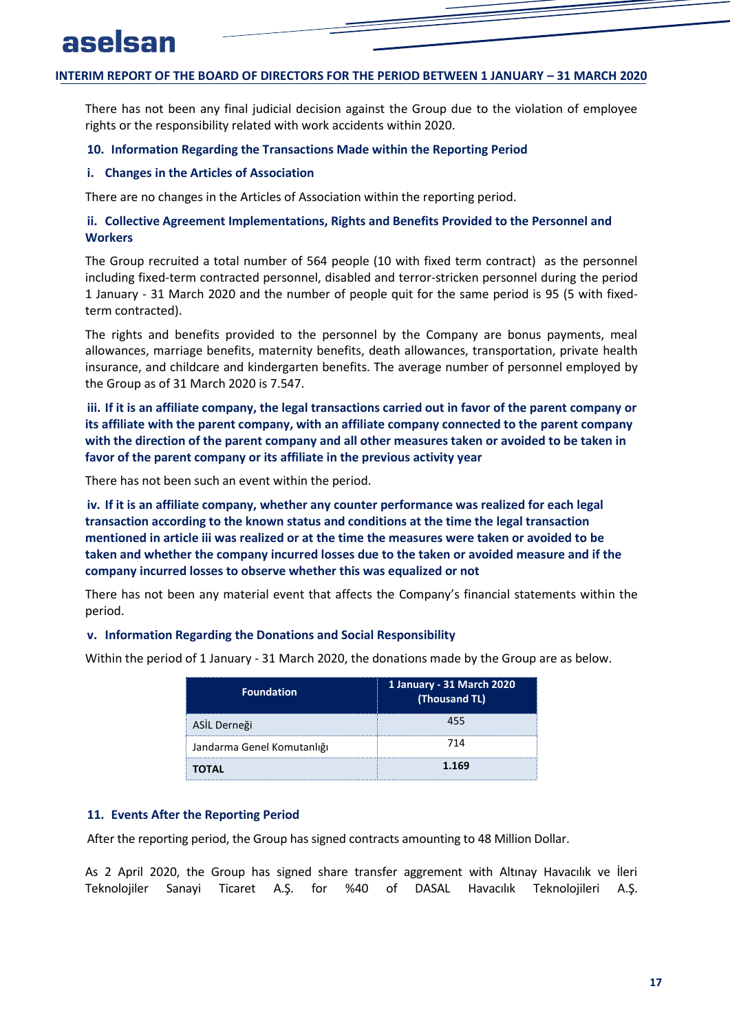There has not been any final judicial decision against the Group due to the violation of employee rights or the responsibility related with work accidents within 2020.

## 10. Information Regarding the Transactions Made within the Reporting Period

### i. Changes in the Articles of Association

There are no changes in the Articles of Association within the reporting period.

### ii. Collective Agreement Implementations, Rights and Benefits Provided to the Personnel and Workers

The Group recruited a total number of 564 people (10 with fixed term contract) as the personnel including fixed-term contracted personnel, disabled and terror-stricken personnel during the period 1 January - 31 March 2020 and the number of people quit for the same period is 95 (5 with fixed-term contracted).

The rights and benefits provided to the personnel by the Company are bonus payments, meal allowances, marriage benefits, maternity benefits, death allowances, transportation, private health insurance, and childcare and kindergarten benefits. The average number of personnel employed by the Group as of 31 March 2020 is 7.547.

### iii. If it is an affiliate company, the legal transactions carried out in favor of the parent company or its affiliate with the parent company, with an affiliate company connected to the parent company with the direction of the parent company and all other measures taken or avoided to be taken in favor of the parent company or its affiliate in the previous activity year

There has not been such an event within the period.

### iv. If it is an affiliate company, whether any counter performance was realized for each legal transaction according to the known status and conditions at the time the legal transaction mentioned in article iii was realized or at the time the measures were taken or avoided to be taken and whether the company incurred losses due to the taken or avoided measure and if the company incurred losses to observe whether this was equalized or not

There has not been any material event that affects the Company's financial statements within the period.

### v. Information Regarding the Donations and Social Responsibility

Within the period of 1 January - 31 March 2020, the donations made by the Group are as below.

| Foundation | 1 January - 31 March 2020 (Thousand TL) |
|---|---|
| ASİL Derneği | 455 |
| Jandarma Genel Komutanlığı | 714 |
| **TOTAL** | **1.169** |

## 11. Events After the Reporting Period

After the reporting period, the Group has signed contracts amounting to 48 Million Dollar.

As 2 April 2020, the Group has signed share transfer aggrement with Altınay Havacılık ve İleri Teknolojiler Sanayi Ticaret A.Ş. for %40 of DASAL Havacılık Teknolojileri A.Ş.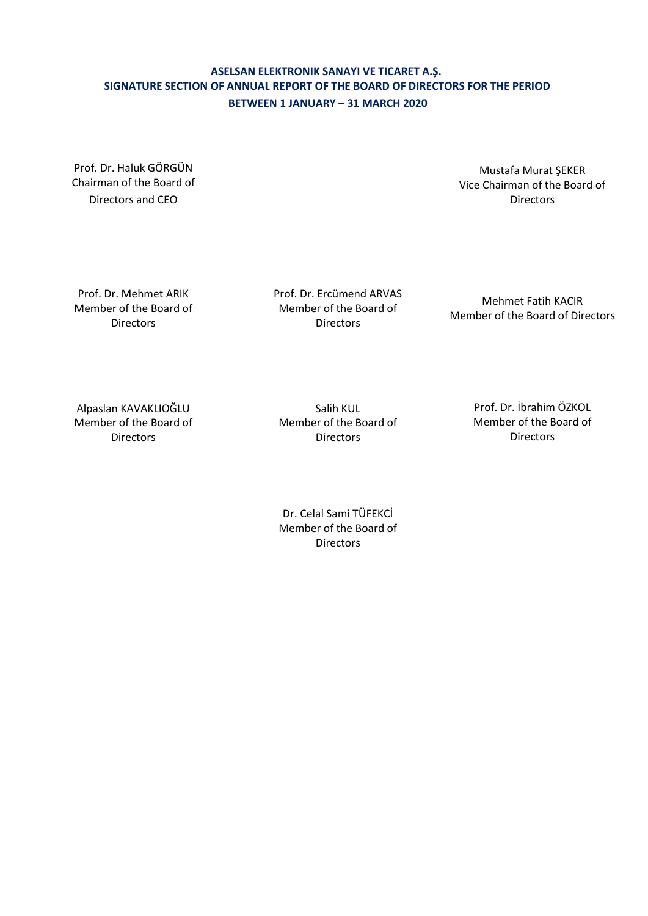**ASELSAN ELEKTRONIK SANAYI VE TICARET A.Ş.**
**SIGNATURE SECTION OF ANNUAL REPORT OF THE BOARD OF DIRECTORS FOR THE PERIOD BETWEEN 1 JANUARY – 31 MARCH 2020**

Prof. Dr. Haluk GÖRGÜN
Chairman of the Board of Directors and CEO

Mustafa Murat ŞEKER
Vice Chairman of the Board of Directors

Prof. Dr. Mehmet ARIK
Member of the Board of Directors

Prof. Dr. Ercümend ARVAS
Member of the Board of Directors

Mehmet Fatih KACIR
Member of the Board of Directors

Alpaslan KAVAKLIOĞLU
Member of the Board of Directors

Salih KUL
Member of the Board of Directors

Prof. Dr. İbrahim ÖZKOL
Member of the Board of Directors

Dr. Celal Sami TÜFEKCİ
Member of the Board of Directors